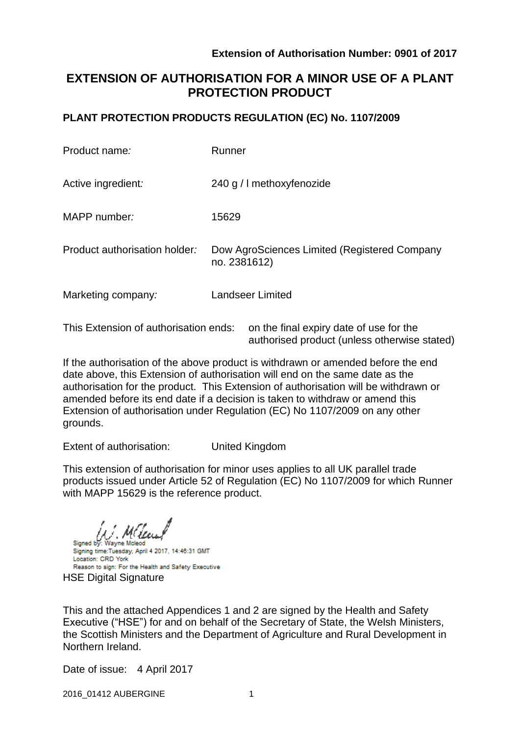**Extension of Authorisation Number: 0901 of 2017**

# EXTENSION OF AUTHORISATION FOR A MINOR USE OF A PLANT PROTECTION PRODUCT

## PLANT PROTECTION PRODUCTS REGULATION (EC) No. 1107/2009

| | |
|---|---|
| Product name*:* | Runner |
| Active ingredient*:* | 240 g / l methoxyfenozide |
| MAPP number*:* | 15629 |
| Product authorisation holder*:* | Dow AgroSciences Limited (Registered Company no. 2381612) |
| Marketing company*:* | Landseer Limited |

This Extension of authorisation ends: on the final expiry date of use for the authorised product (unless otherwise stated)

If the authorisation of the above product is withdrawn or amended before the end date above, this Extension of authorisation will end on the same date as the authorisation for the product. This Extension of authorisation will be withdrawn or amended before its end date if a decision is taken to withdraw or amend this Extension of authorisation under Regulation (EC) No 1107/2009 on any other grounds.

Extent of authorisation: United Kingdom

This extension of authorisation for minor uses applies to all UK parallel trade products issued under Article 52 of Regulation (EC) No 1107/2009 for which Runner with MAPP 15629 is the reference product.

Signed by: Wayne Mcleod
Signing time:Tuesday, April 4 2017, 14:46:31 GMT
Location: CRD York
Reason to sign: For the Health and Safety Executive

HSE Digital Signature

This and the attached Appendices 1 and 2 are signed by the Health and Safety Executive ("HSE") for and on behalf of the Secretary of State, the Welsh Ministers, the Scottish Ministers and the Department of Agriculture and Rural Development in Northern Ireland.

Date of issue: 4 April 2017

2016_01412 AUBERGINE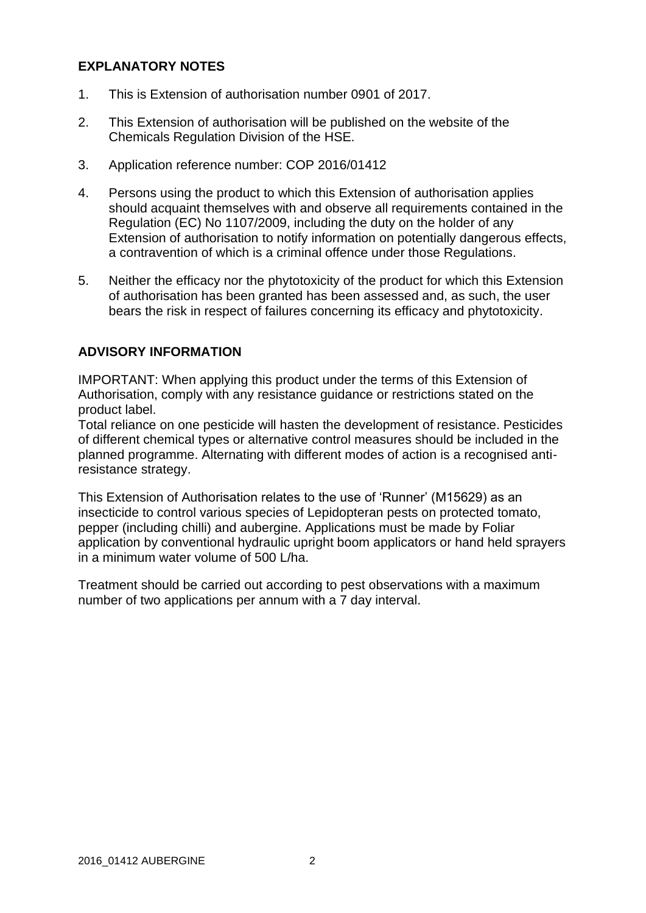## EXPLANATORY NOTES

1. This is Extension of authorisation number 0901 of 2017.

2. This Extension of authorisation will be published on the website of the Chemicals Regulation Division of the HSE.

3. Application reference number: COP 2016/01412

4. Persons using the product to which this Extension of authorisation applies should acquaint themselves with and observe all requirements contained in the Regulation (EC) No 1107/2009, including the duty on the holder of any Extension of authorisation to notify information on potentially dangerous effects, a contravention of which is a criminal offence under those Regulations.

5. Neither the efficacy nor the phytotoxicity of the product for which this Extension of authorisation has been granted has been assessed and, as such, the user bears the risk in respect of failures concerning its efficacy and phytotoxicity.

## ADVISORY INFORMATION

IMPORTANT: When applying this product under the terms of this Extension of Authorisation, comply with any resistance guidance or restrictions stated on the product label.
Total reliance on one pesticide will hasten the development of resistance. Pesticides of different chemical types or alternative control measures should be included in the planned programme. Alternating with different modes of action is a recognised anti-resistance strategy.

This Extension of Authorisation relates to the use of 'Runner' (M15629) as an insecticide to control various species of Lepidopteran pests on protected tomato, pepper (including chilli) and aubergine. Applications must be made by Foliar application by conventional hydraulic upright boom applicators or hand held sprayers in a minimum water volume of 500 L/ha.

Treatment should be carried out according to pest observations with a maximum number of two applications per annum with a 7 day interval.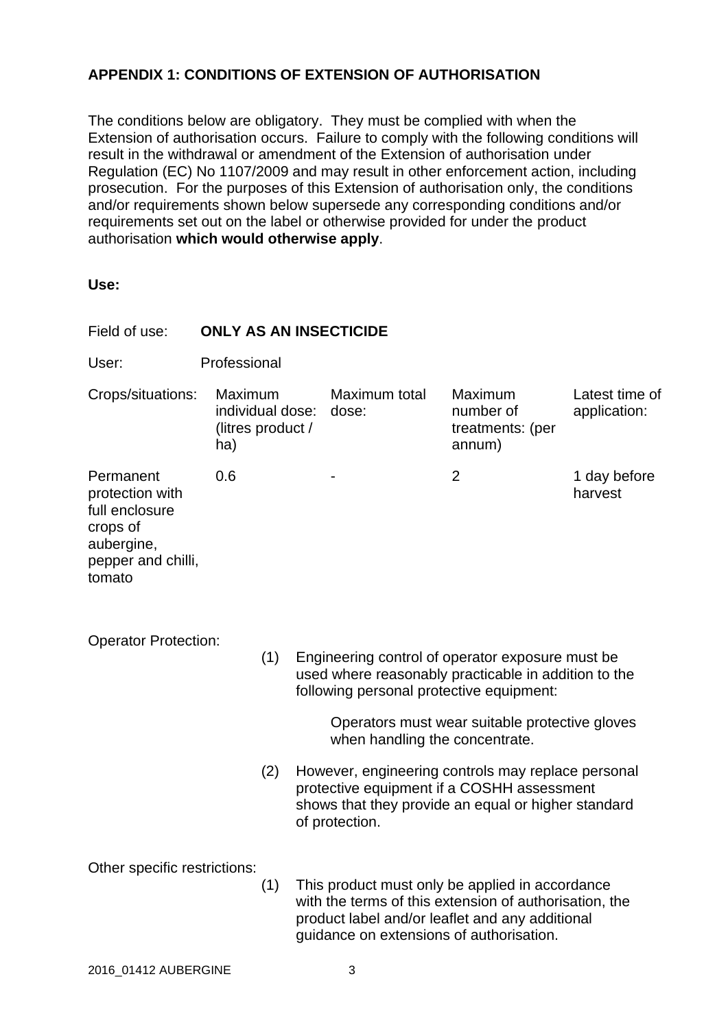## APPENDIX 1: CONDITIONS OF EXTENSION OF AUTHORISATION

The conditions below are obligatory. They must be complied with when the Extension of authorisation occurs. Failure to comply with the following conditions will result in the withdrawal or amendment of the Extension of authorisation under Regulation (EC) No 1107/2009 and may result in other enforcement action, including prosecution. For the purposes of this Extension of authorisation only, the conditions and/or requirements shown below supersede any corresponding conditions and/or requirements set out on the label or otherwise provided for under the product authorisation **which would otherwise apply**.

**Use:**

Field of use: **ONLY AS AN INSECTICIDE**

User: Professional

| Crops/situations: | Maximum individual dose: (litres product / ha) | Maximum total dose: | Maximum number of treatments: (per annum) | Latest time of application: |
|---|---|---|---|---|
| Permanent protection with full enclosure crops of aubergine, pepper and chilli, tomato | 0.6 | - | 2 | 1 day before harvest |

Operator Protection:

(1) Engineering control of operator exposure must be used where reasonably practicable in addition to the following personal protective equipment:

Operators must wear suitable protective gloves when handling the concentrate.

(2) However, engineering controls may replace personal protective equipment if a COSHH assessment shows that they provide an equal or higher standard of protection.

Other specific restrictions:

(1) This product must only be applied in accordance with the terms of this extension of authorisation, the product label and/or leaflet and any additional guidance on extensions of authorisation.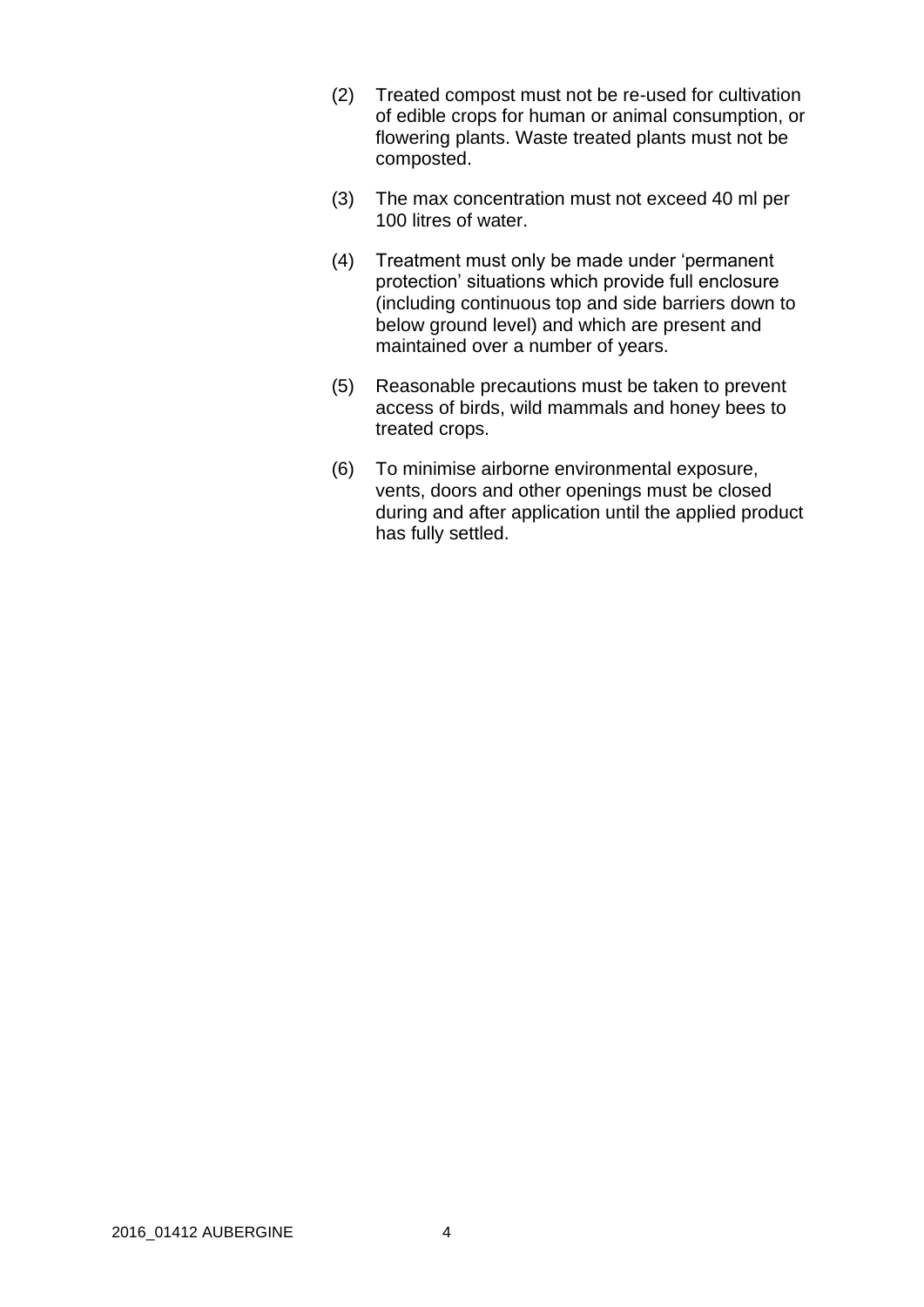(2) Treated compost must not be re-used for cultivation of edible crops for human or animal consumption, or flowering plants. Waste treated plants must not be composted.

(3) The max concentration must not exceed 40 ml per 100 litres of water.

(4) Treatment must only be made under 'permanent protection' situations which provide full enclosure (including continuous top and side barriers down to below ground level) and which are present and maintained over a number of years.

(5) Reasonable precautions must be taken to prevent access of birds, wild mammals and honey bees to treated crops.

(6) To minimise airborne environmental exposure, vents, doors and other openings must be closed during and after application until the applied product has fully settled.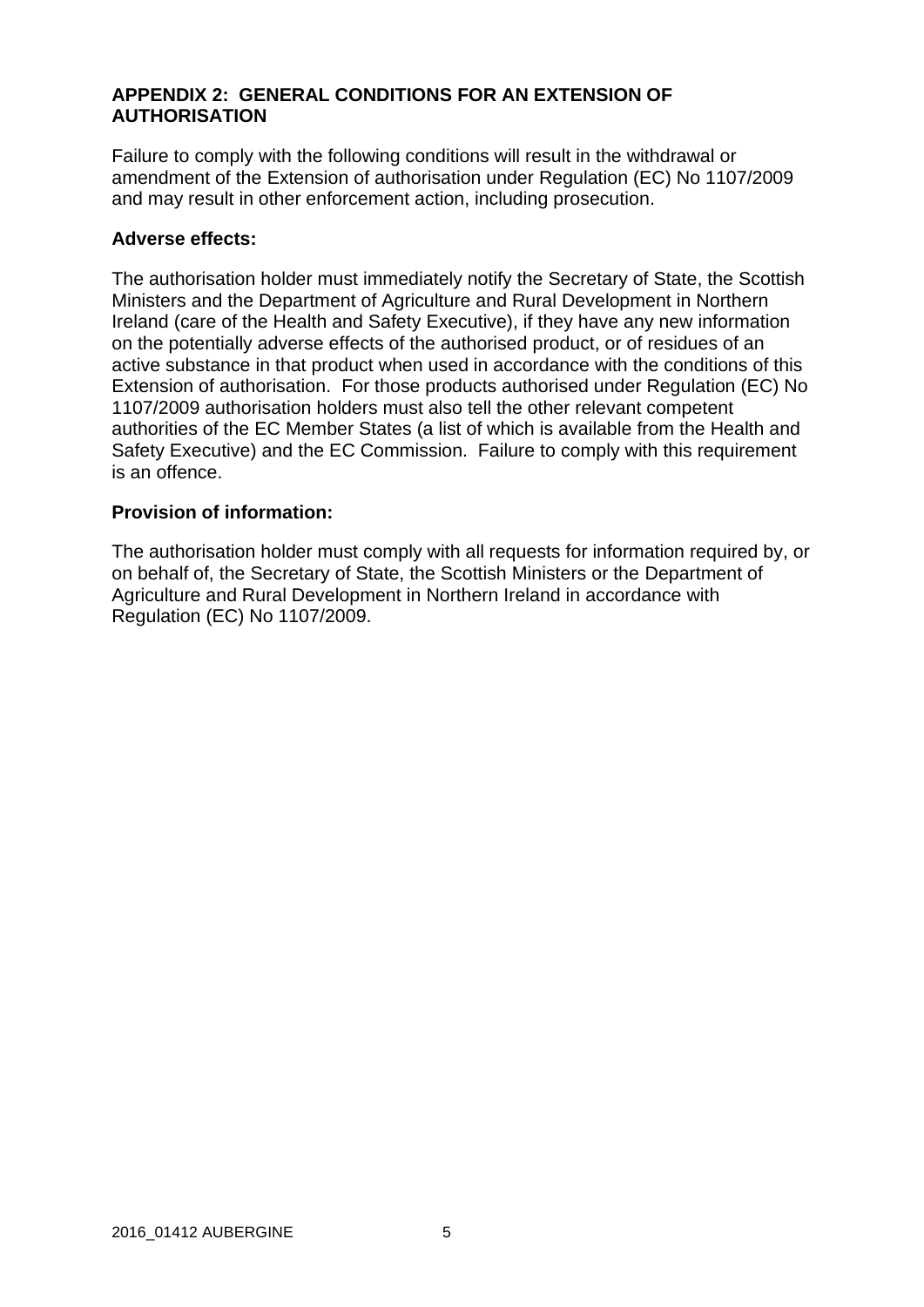## APPENDIX 2: GENERAL CONDITIONS FOR AN EXTENSION OF AUTHORISATION

Failure to comply with the following conditions will result in the withdrawal or amendment of the Extension of authorisation under Regulation (EC) No 1107/2009 and may result in other enforcement action, including prosecution.

**Adverse effects:**

The authorisation holder must immediately notify the Secretary of State, the Scottish Ministers and the Department of Agriculture and Rural Development in Northern Ireland (care of the Health and Safety Executive), if they have any new information on the potentially adverse effects of the authorised product, or of residues of an active substance in that product when used in accordance with the conditions of this Extension of authorisation. For those products authorised under Regulation (EC) No 1107/2009 authorisation holders must also tell the other relevant competent authorities of the EC Member States (a list of which is available from the Health and Safety Executive) and the EC Commission. Failure to comply with this requirement is an offence.

**Provision of information:**

The authorisation holder must comply with all requests for information required by, or on behalf of, the Secretary of State, the Scottish Ministers or the Department of Agriculture and Rural Development in Northern Ireland in accordance with Regulation (EC) No 1107/2009.